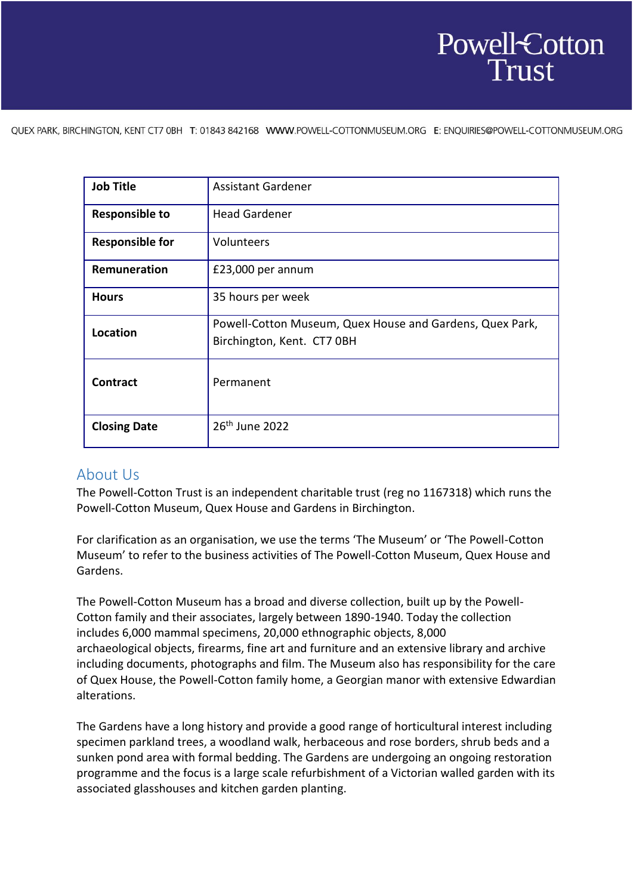Powell-Cotton Trust

QUEX PARK, BIRCHINGTON, KENT CT7 0BH T: 01843 842168 WWW.POWELL-COTTONMUSEUM.ORG E: ENQUIRIES@POWELL-COTTONMUSEUM.ORG

| | |
|---|---|
| **Job Title** | Assistant Gardener |
| **Responsible to** | Head Gardener |
| **Responsible for** | Volunteers |
| **Remuneration** | £23,000 per annum |
| **Hours** | 35 hours per week |
| **Location** | Powell-Cotton Museum, Quex House and Gardens, Quex Park, Birchington, Kent. CT7 0BH |
| **Contract** | Permanent |
| **Closing Date** | 26th June 2022 |

## About Us

The Powell-Cotton Trust is an independent charitable trust (reg no 1167318) which runs the Powell-Cotton Museum, Quex House and Gardens in Birchington.

For clarification as an organisation, we use the terms 'The Museum' or 'The Powell-Cotton Museum' to refer to the business activities of The Powell-Cotton Museum, Quex House and Gardens.

The Powell-Cotton Museum has a broad and diverse collection, built up by the Powell-Cotton family and their associates, largely between 1890-1940. Today the collection includes 6,000 mammal specimens, 20,000 ethnographic objects, 8,000 archaeological objects, firearms, fine art and furniture and an extensive library and archive including documents, photographs and film. The Museum also has responsibility for the care of Quex House, the Powell-Cotton family home, a Georgian manor with extensive Edwardian alterations.

The Gardens have a long history and provide a good range of horticultural interest including specimen parkland trees, a woodland walk, herbaceous and rose borders, shrub beds and a sunken pond area with formal bedding. The Gardens are undergoing an ongoing restoration programme and the focus is a large scale refurbishment of a Victorian walled garden with its associated glasshouses and kitchen garden planting.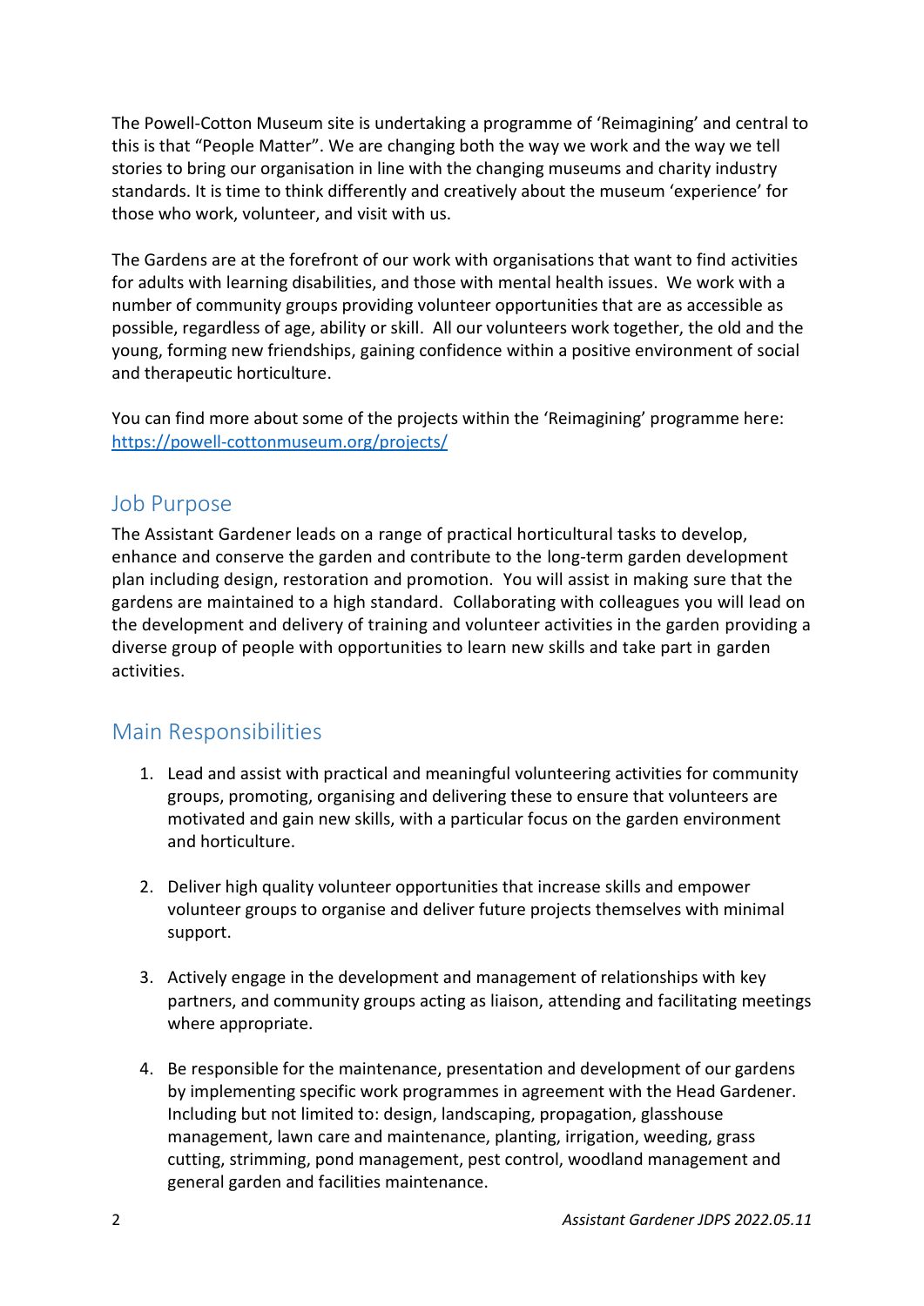The Powell-Cotton Museum site is undertaking a programme of 'Reimagining' and central to this is that "People Matter". We are changing both the way we work and the way we tell stories to bring our organisation in line with the changing museums and charity industry standards. It is time to think differently and creatively about the museum 'experience' for those who work, volunteer, and visit with us.

The Gardens are at the forefront of our work with organisations that want to find activities for adults with learning disabilities, and those with mental health issues. We work with a number of community groups providing volunteer opportunities that are as accessible as possible, regardless of age, ability or skill. All our volunteers work together, the old and the young, forming new friendships, gaining confidence within a positive environment of social and therapeutic horticulture.

You can find more about some of the projects within the 'Reimagining' programme here: https://powell-cottonmuseum.org/projects/

## Job Purpose

The Assistant Gardener leads on a range of practical horticultural tasks to develop, enhance and conserve the garden and contribute to the long-term garden development plan including design, restoration and promotion. You will assist in making sure that the gardens are maintained to a high standard. Collaborating with colleagues you will lead on the development and delivery of training and volunteer activities in the garden providing a diverse group of people with opportunities to learn new skills and take part in garden activities.

## Main Responsibilities

1. Lead and assist with practical and meaningful volunteering activities for community groups, promoting, organising and delivering these to ensure that volunteers are motivated and gain new skills, with a particular focus on the garden environment and horticulture.

2. Deliver high quality volunteer opportunities that increase skills and empower volunteer groups to organise and deliver future projects themselves with minimal support.

3. Actively engage in the development and management of relationships with key partners, and community groups acting as liaison, attending and facilitating meetings where appropriate.

4. Be responsible for the maintenance, presentation and development of our gardens by implementing specific work programmes in agreement with the Head Gardener. Including but not limited to: design, landscaping, propagation, glasshouse management, lawn care and maintenance, planting, irrigation, weeding, grass cutting, strimming, pond management, pest control, woodland management and general garden and facilities maintenance.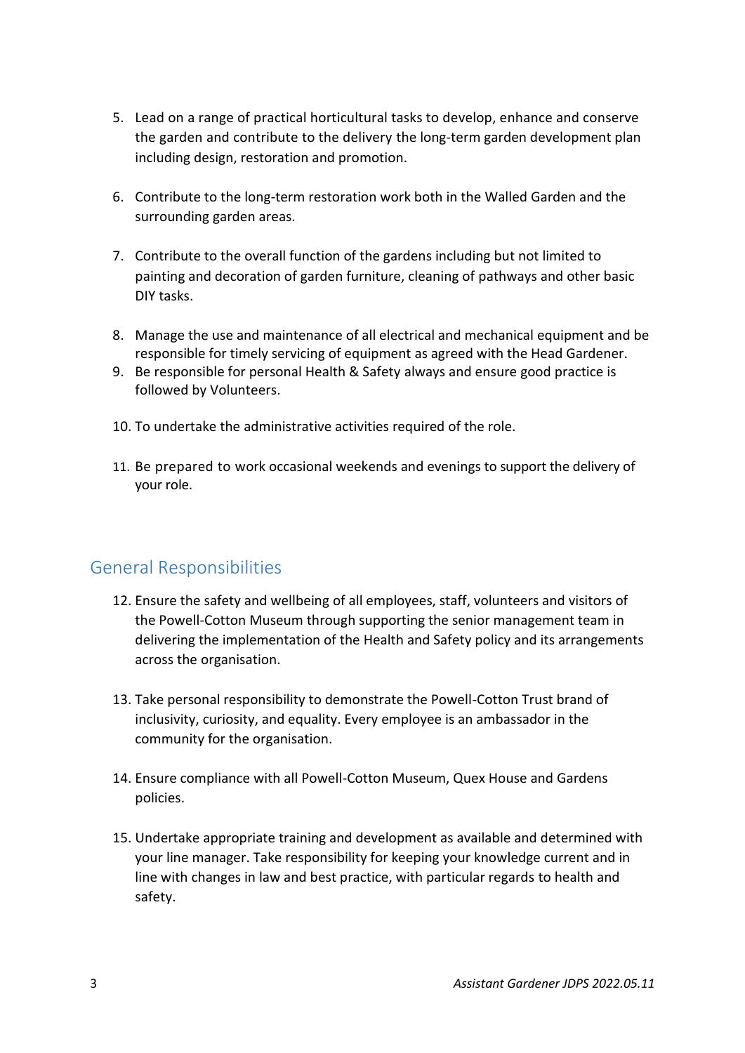5. Lead on a range of practical horticultural tasks to develop, enhance and conserve the garden and contribute to the delivery the long-term garden development plan including design, restoration and promotion.

6. Contribute to the long-term restoration work both in the Walled Garden and the surrounding garden areas.

7. Contribute to the overall function of the gardens including but not limited to painting and decoration of garden furniture, cleaning of pathways and other basic DIY tasks.

8. Manage the use and maintenance of all electrical and mechanical equipment and be responsible for timely servicing of equipment as agreed with the Head Gardener.
9. Be responsible for personal Health & Safety always and ensure good practice is followed by Volunteers.

10. To undertake the administrative activities required of the role.

11. Be prepared to work occasional weekends and evenings to support the delivery of your role.

## General Responsibilities

12. Ensure the safety and wellbeing of all employees, staff, volunteers and visitors of the Powell-Cotton Museum through supporting the senior management team in delivering the implementation of the Health and Safety policy and its arrangements across the organisation.

13. Take personal responsibility to demonstrate the Powell-Cotton Trust brand of inclusivity, curiosity, and equality. Every employee is an ambassador in the community for the organisation.

14. Ensure compliance with all Powell-Cotton Museum, Quex House and Gardens policies.

15. Undertake appropriate training and development as available and determined with your line manager. Take responsibility for keeping your knowledge current and in line with changes in law and best practice, with particular regards to health and safety.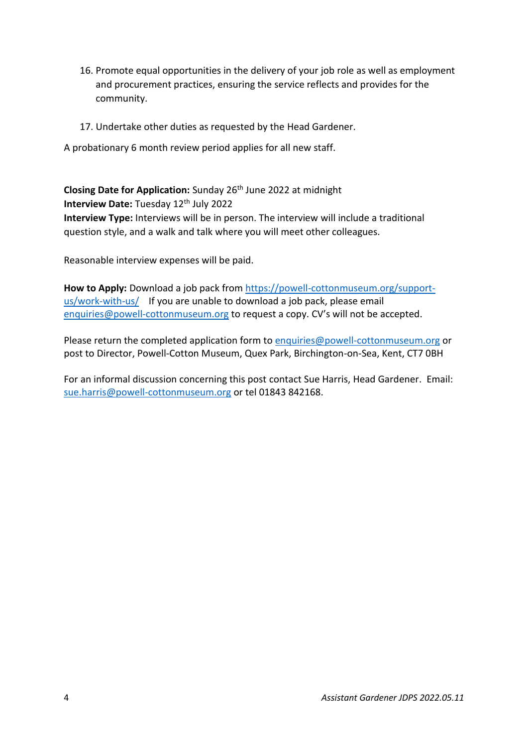16. Promote equal opportunities in the delivery of your job role as well as employment and procurement practices, ensuring the service reflects and provides for the community.

17. Undertake other duties as requested by the Head Gardener.

A probationary 6 month review period applies for all new staff.

**Closing Date for Application:** Sunday 26th June 2022 at midnight
**Interview Date:** Tuesday 12th July 2022
**Interview Type:** Interviews will be in person. The interview will include a traditional question style, and a walk and talk where you will meet other colleagues.

Reasonable interview expenses will be paid.

**How to Apply:** Download a job pack from https://powell-cottonmuseum.org/support-us/work-with-us/ If you are unable to download a job pack, please email enquiries@powell-cottonmuseum.org to request a copy. CV's will not be accepted.

Please return the completed application form to enquiries@powell-cottonmuseum.org or post to Director, Powell-Cotton Museum, Quex Park, Birchington-on-Sea, Kent, CT7 0BH

For an informal discussion concerning this post contact Sue Harris, Head Gardener. Email: sue.harris@powell-cottonmuseum.org or tel 01843 842168.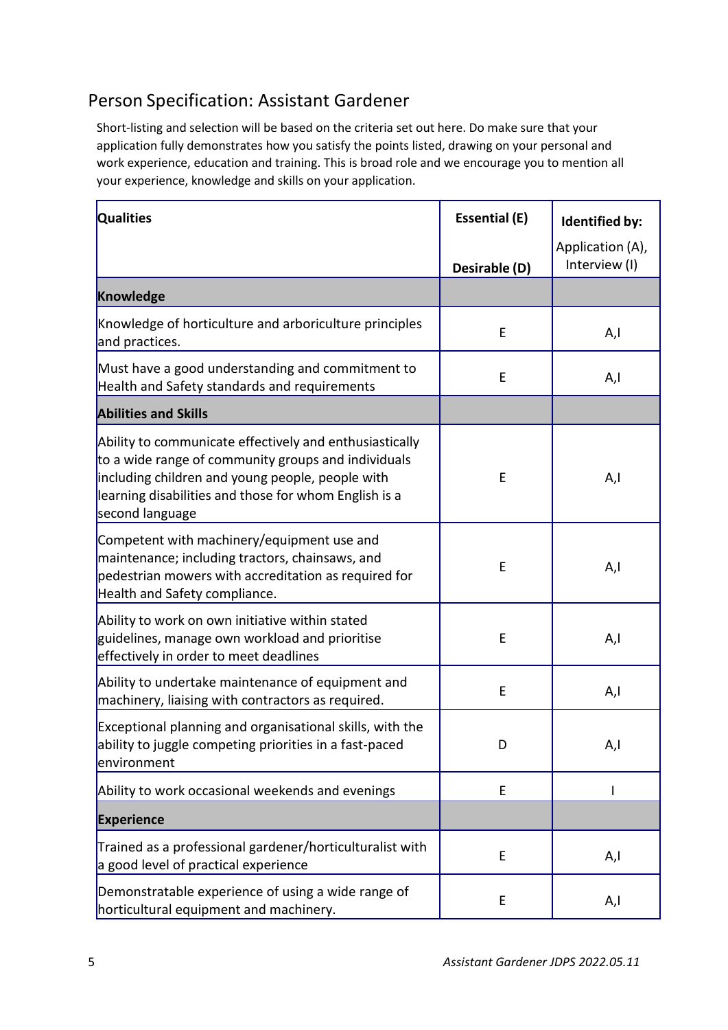## Person Specification: Assistant Gardener

Short-listing and selection will be based on the criteria set out here. Do make sure that your application fully demonstrates how you satisfy the points listed, drawing on your personal and work experience, education and training. This is broad role and we encourage you to mention all your experience, knowledge and skills on your application.

| Qualities | Essential (E) Desirable (D) | Identified by: Application (A), Interview (I) |
|---|---|---|
| **Knowledge** | | |
| Knowledge of horticulture and arboriculture principles and practices. | E | A,I |
| Must have a good understanding and commitment to Health and Safety standards and requirements | E | A,I |
| **Abilities and Skills** | | |
| Ability to communicate effectively and enthusiastically to a wide range of community groups and individuals including children and young people, people with learning disabilities and those for whom English is a second language | E | A,I |
| Competent with machinery/equipment use and maintenance; including tractors, chainsaws, and pedestrian mowers with accreditation as required for Health and Safety compliance. | E | A,I |
| Ability to work on own initiative within stated guidelines, manage own workload and prioritise effectively in order to meet deadlines | E | A,I |
| Ability to undertake maintenance of equipment and machinery, liaising with contractors as required. | E | A,I |
| Exceptional planning and organisational skills, with the ability to juggle competing priorities in a fast-paced environment | D | A,I |
| Ability to work occasional weekends and evenings | E | I |
| **Experience** | | |
| Trained as a professional gardener/horticulturalist with a good level of practical experience | E | A,I |
| Demonstratable experience of using a wide range of horticultural equipment and machinery. | E | A,I |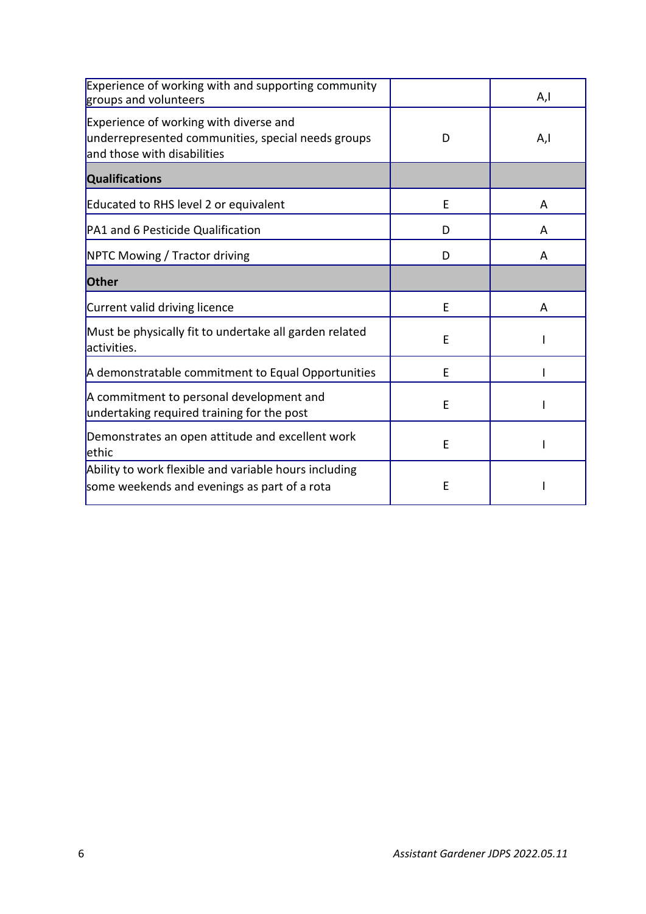| | | |
|---|---|---|
| Experience of working with and supporting community groups and volunteers | | A,I |
| Experience of working with diverse and underrepresented communities, special needs groups and those with disabilities | D | A,I |
| **Qualifications** | | |
| Educated to RHS level 2 or equivalent | E | A |
| PA1 and 6 Pesticide Qualification | D | A |
| NPTC Mowing / Tractor driving | D | A |
| **Other** | | |
| Current valid driving licence | E | A |
| Must be physically fit to undertake all garden related activities. | E | I |
| A demonstratable commitment to Equal Opportunities | E | I |
| A commitment to personal development and undertaking required training for the post | E | I |
| Demonstrates an open attitude and excellent work ethic | E | I |
| Ability to work flexible and variable hours including some weekends and evenings as part of a rota | E | I |